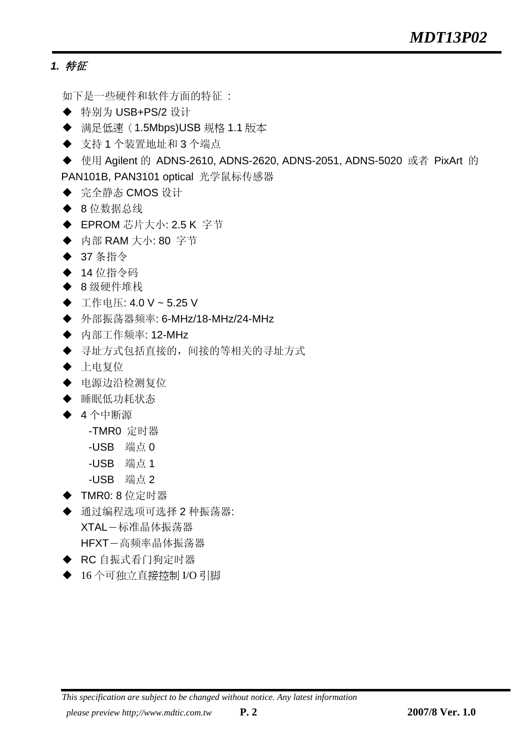## 1. 特征

如下是一些硬件和软件方面的特征 ：

- 特别为 USB+PS/2 设计
- 满足低速（1.5Mbps)USB 规格 1.1 版本
- 支持 1 个装置地址和 3 个端点
- 使用 Agilent 的 ADNS-2610, ADNS-2620, ADNS-2051, ADNS-5020 或者 PixArt 的 PAN101B, PAN3101 optical 光学鼠标传感器
- 完全静态 CMOS 设计
- 8 位数据总线
- EPROM 芯片大小: 2.5 K 字节
- 内部 RAM 大小: 80 字节
- 37 条指令
- 14 位指令码
- 8 级硬件堆栈
- 工作电压: 4.0 V ~ 5.25 V
- 外部振荡器频率: 6-MHz/18-MHz/24-MHz
- 内部工作频率: 12-MHz
- 寻址方式包括直接的，间接的等相关的寻址方式
- 上电复位
- 电源边沿检测复位
- 睡眠低功耗状态
- 4 个中断源
  - -TMR0 定时器
  - -USB 端点 0
  - -USB 端点 1
  - -USB 端点 2
- TMR0: 8 位定时器
- 通过编程选项可选择 2 种振荡器:
  XTAL－标准晶体振荡器
  HFXT－高频率晶体振荡器
- RC 自振式看门狗定时器
- 16 个可独立直接控制 I/O 引脚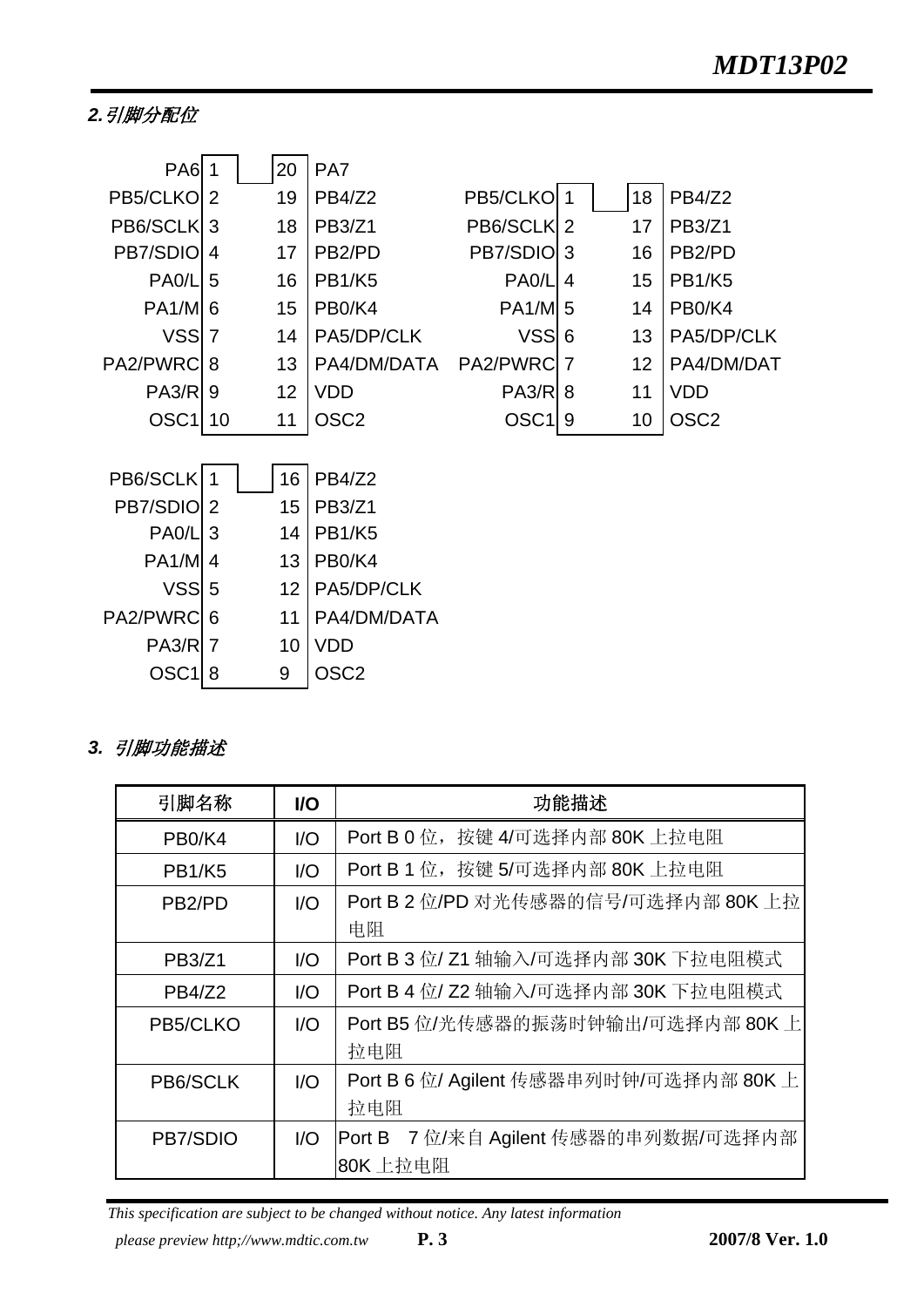## *2.引脚分配位*

**20-pin:**

| 引脚 | 编号 | 编号 | 引脚 |
|---|---|---|---|
| PA6 | 1 | 20 | PA7 |
| PB5/CLKO | 2 | 19 | PB4/Z2 |
| PB6/SCLK | 3 | 18 | PB3/Z1 |
| PB7/SDIO | 4 | 17 | PB2/PD |
| PA0/L | 5 | 16 | PB1/K5 |
| PA1/M | 6 | 15 | PB0/K4 |
| VSS | 7 | 14 | PA5/DP/CLK |
| PA2/PWRC | 8 | 13 | PA4/DM/DATA |
| PA3/R | 9 | 12 | VDD |
| OSC1 | 10 | 11 | OSC2 |

**18-pin:**

| 引脚 | 编号 | 编号 | 引脚 |
|---|---|---|---|
| PB5/CLKO | 1 | 18 | PB4/Z2 |
| PB6/SCLK | 2 | 17 | PB3/Z1 |
| PB7/SDIO | 3 | 16 | PB2/PD |
| PA0/L | 4 | 15 | PB1/K5 |
| PA1/M | 5 | 14 | PB0/K4 |
| VSS | 6 | 13 | PA5/DP/CLK |
| PA2/PWRC | 7 | 12 | PA4/DM/DAT |
| PA3/R | 8 | 11 | VDD |
| OSC1 | 9 | 10 | OSC2 |

**16-pin:**

| 引脚 | 编号 | 编号 | 引脚 |
|---|---|---|---|
| PB6/SCLK | 1 | 16 | PB4/Z2 |
| PB7/SDIO | 2 | 15 | PB3/Z1 |
| PA0/L | 3 | 14 | PB1/K5 |
| PA1/M | 4 | 13 | PB0/K4 |
| VSS | 5 | 12 | PA5/DP/CLK |
| PA2/PWRC | 6 | 11 | PA4/DM/DATA |
| PA3/R | 7 | 10 | VDD |
| OSC1 | 8 | 9 | OSC2 |

## *3. 引脚功能描述*

| 引脚名称 | I/O | 功能描述 |
|---|---|---|
| PB0/K4 | I/O | Port B 0 位，按键 4/可选择内部 80K 上拉电阻 |
| PB1/K5 | I/O | Port B 1 位，按键 5/可选择内部 80K 上拉电阻 |
| PB2/PD | I/O | Port B 2 位/PD 对光传感器的信号/可选择内部 80K 上拉电阻 |
| PB3/Z1 | I/O | Port B 3 位/ Z1 轴输入/可选择内部 30K 下拉电阻模式 |
| PB4/Z2 | I/O | Port B 4 位/ Z2 轴输入/可选择内部 30K 下拉电阻模式 |
| PB5/CLKO | I/O | Port B5 位/光传感器的振荡时钟输出/可选择内部 80K 上拉电阻 |
| PB6/SCLK | I/O | Port B 6 位/ Agilent 传感器串列时钟/可选择内部 80K 上拉电阻 |
| PB7/SDIO | I/O | Port B 7 位/来自 Agilent 传感器的串列数据/可选择内部 80K 上拉电阻 |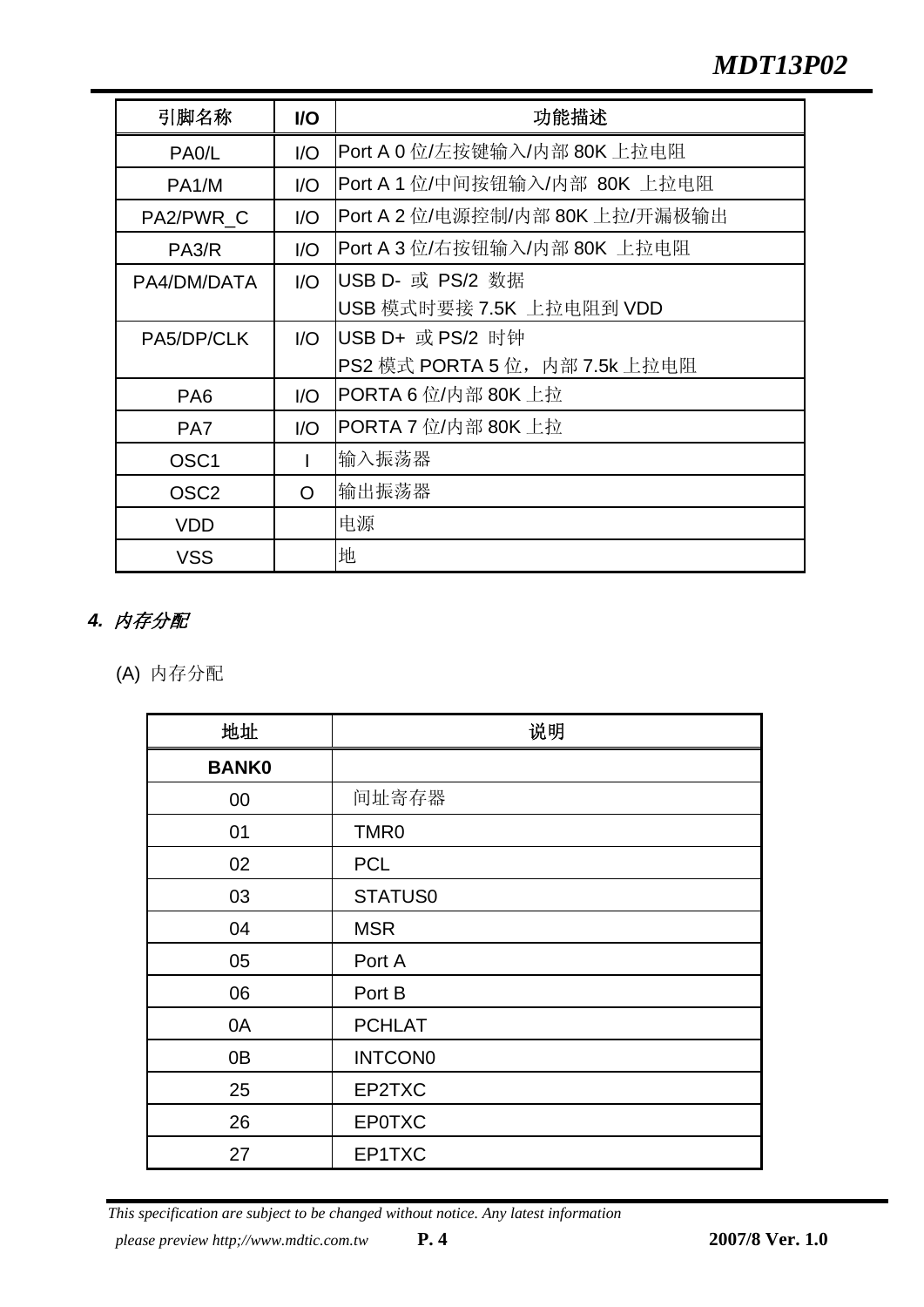| 引脚名称 | I/O | 功能描述 |
|---|---|---|
| PA0/L | I/O | Port A 0 位/左按键输入/内部 80K 上拉电阻 |
| PA1/M | I/O | Port A 1 位/中间按钮输入/内部 80K 上拉电阻 |
| PA2/PWR_C | I/O | Port A 2 位/电源控制/内部 80K 上拉/开漏极输出 |
| PA3/R | I/O | Port A 3 位/右按钮输入/内部 80K 上拉电阻 |
| PA4/DM/DATA | I/O | USB D- 或 PS/2 数据<br>USB 模式时要接 7.5K 上拉电阻到 VDD |
| PA5/DP/CLK | I/O | USB D+ 或 PS/2 时钟<br>PS2 模式 PORTA 5 位，内部 7.5k 上拉电阻 |
| PA6 | I/O | PORTA 6 位/内部 80K 上拉 |
| PA7 | I/O | PORTA 7 位/内部 80K 上拉 |
| OSC1 | I | 输入振荡器 |
| OSC2 | O | 输出振荡器 |
| VDD | | 电源 |
| VSS | | 地 |

## *4. 内存分配*

(A) 内存分配

| 地址 | 说明 |
|---|---|
| **BANK0** | |
| 00 | 间址寄存器 |
| 01 | TMR0 |
| 02 | PCL |
| 03 | STATUS0 |
| 04 | MSR |
| 05 | Port A |
| 06 | Port B |
| 0A | PCHLAT |
| 0B | INTCON0 |
| 25 | EP2TXC |
| 26 | EP0TXC |
| 27 | EP1TXC |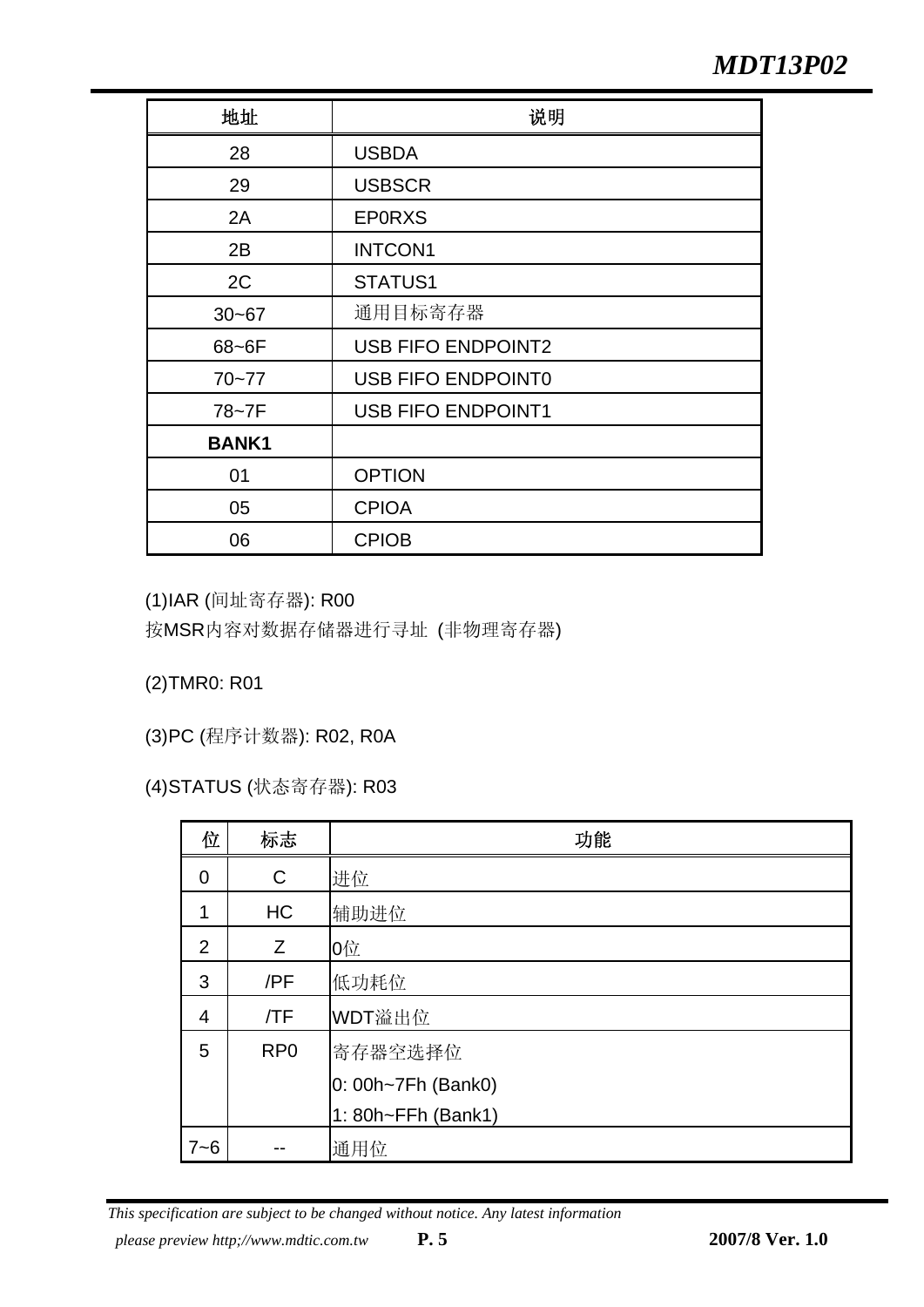| 地址 | 说明 |
|---|---|
| 28 | USBDA |
| 29 | USBSCR |
| 2A | EP0RXS |
| 2B | INTCON1 |
| 2C | STATUS1 |
| 30~67 | 通用目标寄存器 |
| 68~6F | USB FIFO ENDPOINT2 |
| 70~77 | USB FIFO ENDPOINT0 |
| 78~7F | USB FIFO ENDPOINT1 |
| **BANK1** | |
| 01 | OPTION |
| 05 | CPIOA |
| 06 | CPIOB |

(1)IAR (间址寄存器): R00

按MSR内容对数据存储器进行寻址 (非物理寄存器)

(2)TMR0: R01

(3)PC (程序计数器): R02, R0A

(4)STATUS (状态寄存器): R03

| 位 | 标志 | 功能 |
|---|---|---|
| 0 | C | 进位 |
| 1 | HC | 辅助进位 |
| 2 | Z | 0位 |
| 3 | /PF | 低功耗位 |
| 4 | /TF | WDT溢出位 |
| 5 | RP0 | 寄存器空选择位<br>0: 00h~7Fh (Bank0)<br>1: 80h~FFh (Bank1) |
| 7~6 | -- | 通用位 |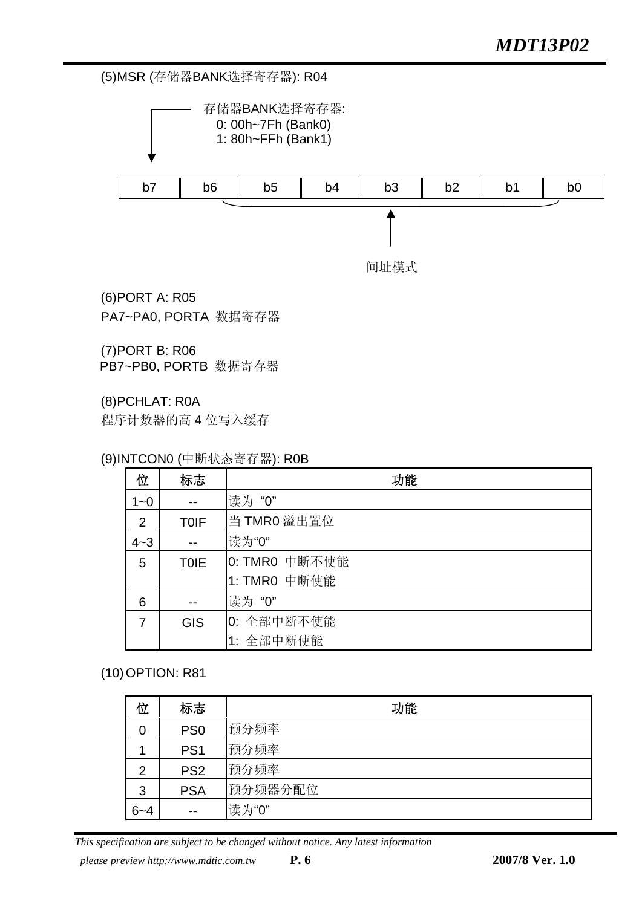(5)MSR (存储器BANK选择寄存器): R04

存储器BANK选择寄存器:
0: 00h~7Fh (Bank0)
1: 80h~FFh (Bank1)

| b7 | b6 | b5 | b4 | b3 | b2 | b1 | b0 |
|---|---|---|---|---|---|---|---|

b7: 存储器BANK选择寄存器

b6~b0: 间址模式

(6)PORT A: R05

PA7~PA0, PORTA 数据寄存器

(7)PORT B: R06

PB7~PB0, PORTB 数据寄存器

(8)PCHLAT: R0A

程序计数器的高 4 位写入缓存

(9)INTCON0 (中断状态寄存器): R0B

| 位 | 标志 | 功能 |
|---|---|---|
| 1~0 | -- | 读为 "0" |
| 2 | T0IF | 当 TMR0 溢出置位 |
| 4~3 | -- | 读为"0" |
| 5 | T0IE | 0: TMR0 中断不使能<br>1: TMR0 中断使能 |
| 6 | -- | 读为 "0" |
| 7 | GIS | 0: 全部中断不使能<br>1: 全部中断使能 |

(10) OPTION: R81

| 位 | 标志 | 功能 |
|---|---|---|
| 0 | PS0 | 预分频率 |
| 1 | PS1 | 预分频率 |
| 2 | PS2 | 预分频率 |
| 3 | PSA | 预分频器分配位 |
| 6~4 | -- | 读为"0" |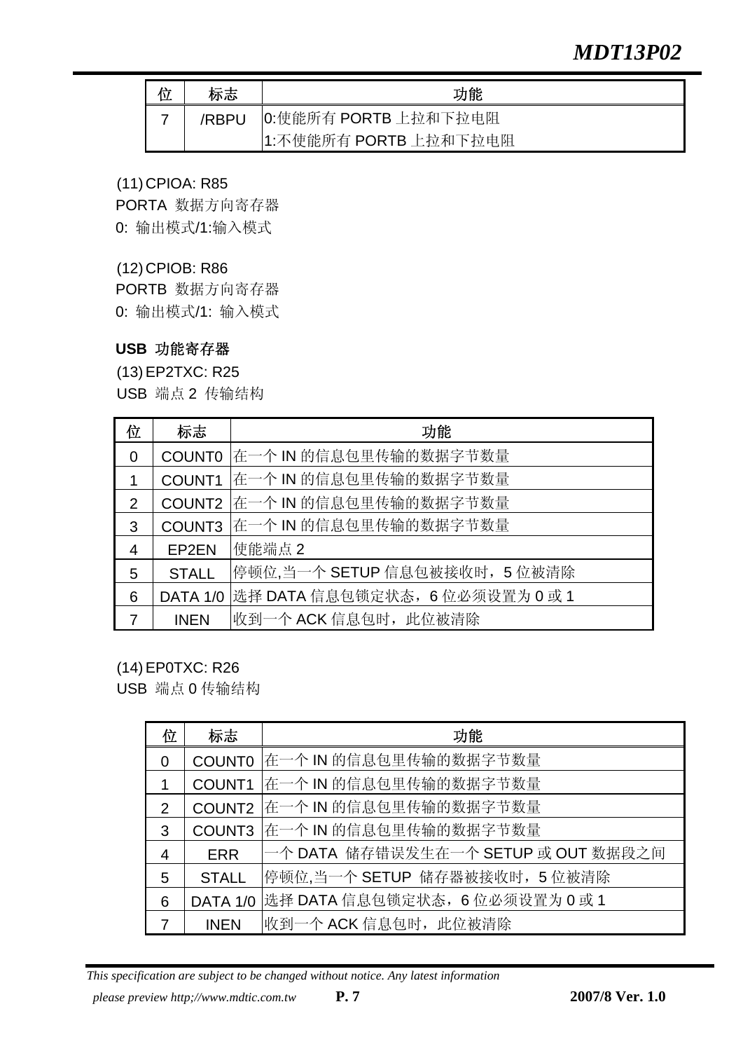| 位 | 标志 | 功能 |
|---|---|---|
| 7 | /RBPU | 0:使能所有 PORTB 上拉和下拉电阻<br>1:不使能所有 PORTB 上拉和下拉电阻 |

(11) CPIOA: R85

PORTA 数据方向寄存器

0: 输出模式/1:输入模式

(12) CPIOB: R86

PORTB 数据方向寄存器

0: 输出模式/1: 输入模式

**USB 功能寄存器**

(13) EP2TXC: R25

USB 端点 2 传输结构

| 位 | 标志 | 功能 |
|---|---|---|
| 0 | COUNT0 | 在一个 IN 的信息包里传输的数据字节数量 |
| 1 | COUNT1 | 在一个 IN 的信息包里传输的数据字节数量 |
| 2 | COUNT2 | 在一个 IN 的信息包里传输的数据字节数量 |
| 3 | COUNT3 | 在一个 IN 的信息包里传输的数据字节数量 |
| 4 | EP2EN | 使能端点 2 |
| 5 | STALL | 停顿位,当一个 SETUP 信息包被接收时，5 位被清除 |
| 6 | DATA 1/0 | 选择 DATA 信息包锁定状态，6 位必须设置为 0 或 1 |
| 7 | INEN | 收到一个 ACK 信息包时，此位被清除 |

(14) EP0TXC: R26

USB 端点 0 传输结构

| 位 | 标志 | 功能 |
|---|---|---|
| 0 | COUNT0 | 在一个 IN 的信息包里传输的数据字节数量 |
| 1 | COUNT1 | 在一个 IN 的信息包里传输的数据字节数量 |
| 2 | COUNT2 | 在一个 IN 的信息包里传输的数据字节数量 |
| 3 | COUNT3 | 在一个 IN 的信息包里传输的数据字节数量 |
| 4 | ERR | 一个 DATA 储存错误发生在一个 SETUP 或 OUT 数据段之间 |
| 5 | STALL | 停顿位,当一个 SETUP 储存器被接收时，5 位被清除 |
| 6 | DATA 1/0 | 选择 DATA 信息包锁定状态，6 位必须设置为 0 或 1 |
| 7 | INEN | 收到一个 ACK 信息包时，此位被清除 |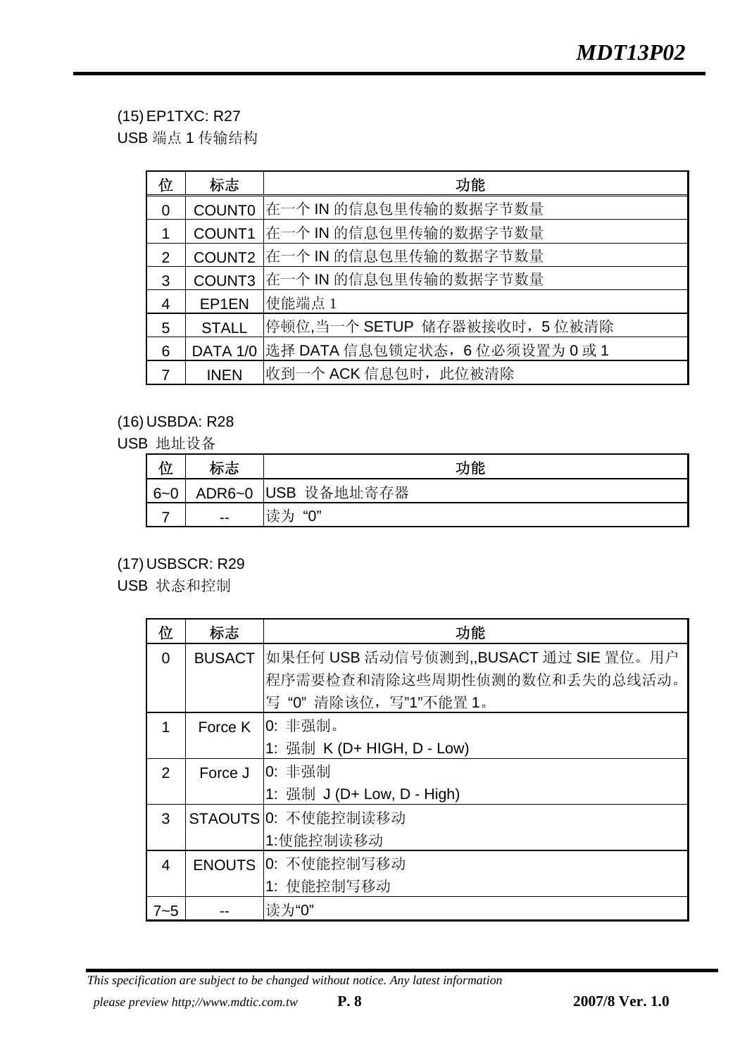(15) EP1TXC: R27

USB 端点 1 传输结构

| 位 | 标志 | 功能 |
|---|---|---|
| 0 | COUNT0 | 在一个 IN 的信息包里传输的数据字节数量 |
| 1 | COUNT1 | 在一个 IN 的信息包里传输的数据字节数量 |
| 2 | COUNT2 | 在一个 IN 的信息包里传输的数据字节数量 |
| 3 | COUNT3 | 在一个 IN 的信息包里传输的数据字节数量 |
| 4 | EP1EN | 使能端点 1 |
| 5 | STALL | 停顿位,当一个 SETUP 储存器被接收时，5 位被清除 |
| 6 | DATA 1/0 | 选择 DATA 信息包锁定状态，6 位必须设置为 0 或 1 |
| 7 | INEN | 收到一个 ACK 信息包时，此位被清除 |

(16) USBDA: R28

USB 地址设备

| 位 | 标志 | 功能 |
|---|---|---|
| 6~0 | ADR6~0 | USB 设备地址寄存器 |
| 7 | -- | 读为 “0” |

(17) USBSCR: R29

USB 状态和控制

| 位 | 标志 | 功能 |
|---|---|---|
| 0 | BUSACT | 如果任何 USB 活动信号侦测到,,BUSACT 通过 SIE 置位。用户程序需要检查和清除这些周期性侦测的数位和丢失的总线活动。写 “0” 清除该位，写”1”不能置 1。 |
| 1 | Force K | 0: 非强制。<br>1: 强制 K (D+ HIGH, D - Low) |
| 2 | Force J | 0: 非强制<br>1: 强制 J (D+ Low, D - High) |
| 3 | STAOUTS | 0: 不使能控制读移动<br>1:使能控制读移动 |
| 4 | ENOUTS | 0: 不使能控制写移动<br>1: 使能控制写移动 |
| 7~5 | -- | 读为“0” |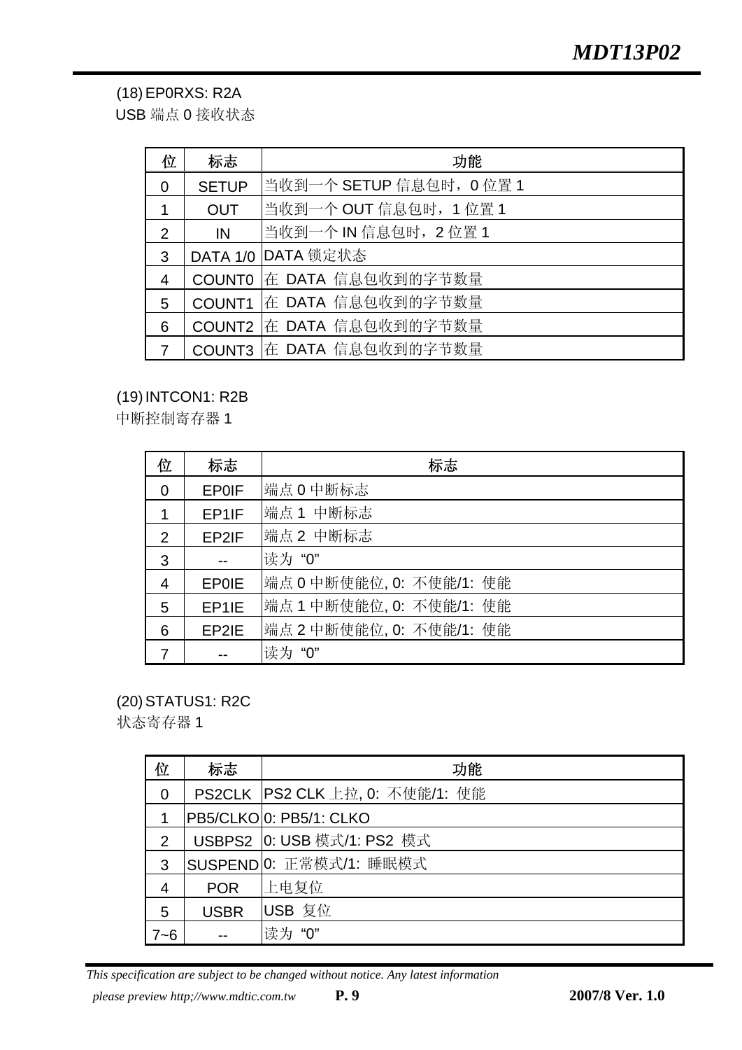(18) EP0RXS: R2A
USB 端点 0 接收状态

| 位 | 标志 | 功能 |
|---|---|---|
| 0 | SETUP | 当收到一个 SETUP 信息包时，0 位置 1 |
| 1 | OUT | 当收到一个 OUT 信息包时，1 位置 1 |
| 2 | IN | 当收到一个 IN 信息包时，2 位置 1 |
| 3 | DATA 1/0 | DATA 锁定状态 |
| 4 | COUNT0 | 在 DATA 信息包收到的字节数量 |
| 5 | COUNT1 | 在 DATA 信息包收到的字节数量 |
| 6 | COUNT2 | 在 DATA 信息包收到的字节数量 |
| 7 | COUNT3 | 在 DATA 信息包收到的字节数量 |

(19) INTCON1: R2B
中断控制寄存器 1

| 位 | 标志 | 标志 |
|---|---|---|
| 0 | EP0IF | 端点 0 中断标志 |
| 1 | EP1IF | 端点 1 中断标志 |
| 2 | EP2IF | 端点 2 中断标志 |
| 3 | -- | 读为 “0” |
| 4 | EP0IE | 端点 0 中断使能位, 0: 不使能/1: 使能 |
| 5 | EP1IE | 端点 1 中断使能位, 0: 不使能/1: 使能 |
| 6 | EP2IE | 端点 2 中断使能位, 0: 不使能/1: 使能 |
| 7 | -- | 读为 “0” |

(20) STATUS1: R2C
状态寄存器 1

| 位 | 标志 | 功能 |
|---|---|---|
| 0 | PS2CLK | PS2 CLK 上拉, 0: 不使能/1: 使能 |
| 1 | PB5/CLKO | 0: PB5/1: CLKO |
| 2 | USBPS2 | 0: USB 模式/1: PS2 模式 |
| 3 | SUSPEND | 0: 正常模式/1: 睡眠模式 |
| 4 | POR | 上电复位 |
| 5 | USBR | USB 复位 |
| 7~6 | -- | 读为 “0” |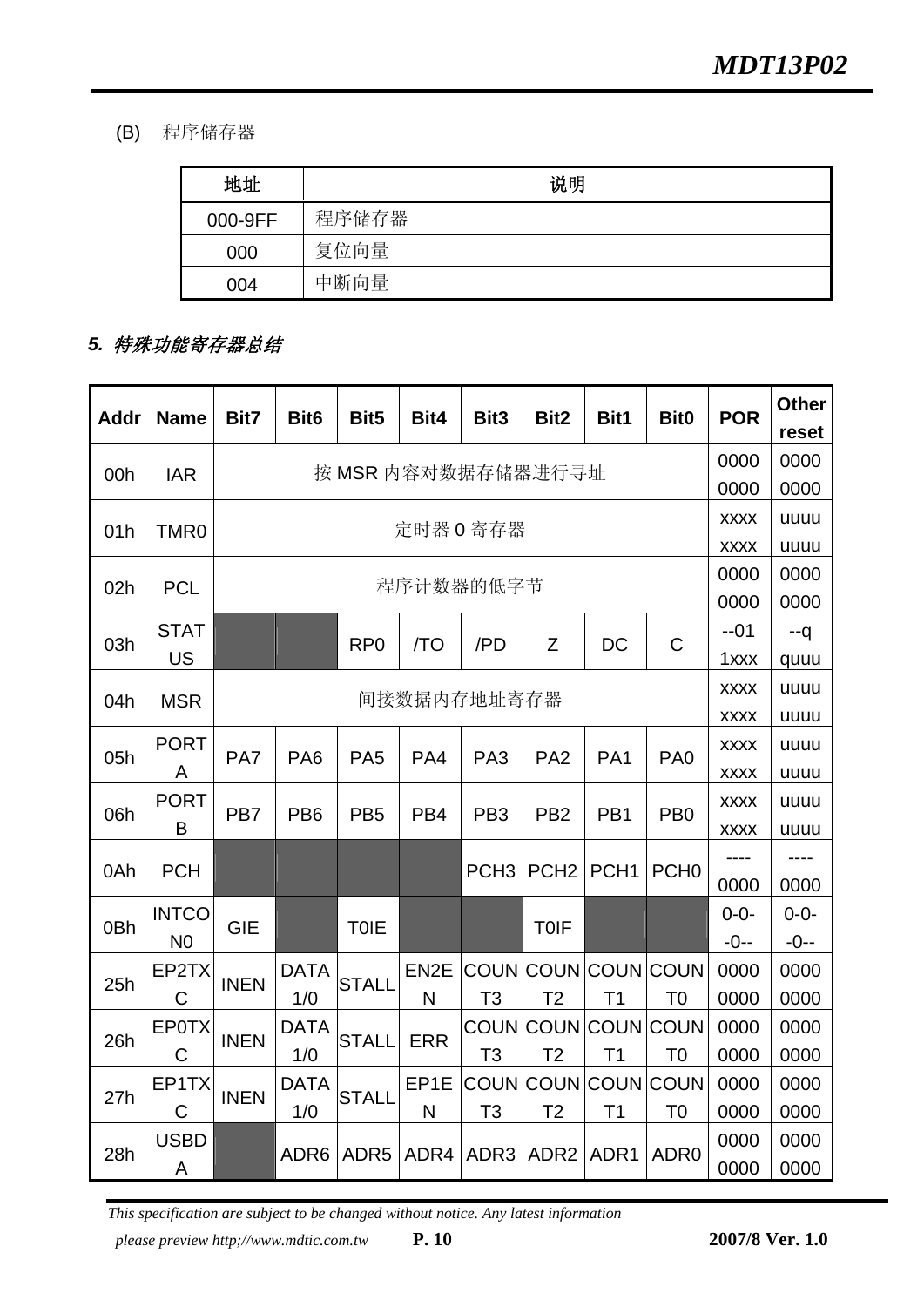(B) 程序储存器

| 地址 | 说明 |
|---|---|
| 000-9FF | 程序储存器 |
| 000 | 复位向量 |
| 004 | 中断向量 |

### *5. 特殊功能寄存器总结*

| Addr | Name | Bit7 | Bit6 | Bit5 | Bit4 | Bit3 | Bit2 | Bit1 | Bit0 | POR | Other reset |
|---|---|---|---|---|---|---|---|---|---|---|---|
| 00h | IAR | 按 MSR 内容对数据存储器进行寻址 | | | | | | | | 0000 0000 | 0000 0000 |
| 01h | TMR0 | 定时器 0 寄存器 | | | | | | | | xxxx xxxx | uuuu uuuu |
| 02h | PCL | 程序计数器的低字节 | | | | | | | | 0000 0000 | 0000 0000 |
| 03h | STATUS | | | RP0 | /TO | /PD | Z | DC | C | --01 1xxx | --q quuu |
| 04h | MSR | 间接数据内存地址寄存器 | | | | | | | | xxxx xxxx | uuuu uuuu |
| 05h | PORTA | PA7 | PA6 | PA5 | PA4 | PA3 | PA2 | PA1 | PA0 | xxxx xxxx | uuuu uuuu |
| 06h | PORTB | PB7 | PB6 | PB5 | PB4 | PB3 | PB2 | PB1 | PB0 | xxxx xxxx | uuuu uuuu |
| 0Ah | PCH | | | | | PCH3 | PCH2 | PCH1 | PCH0 | ---- 0000 | ---- 0000 |
| 0Bh | INTCON0 | GIE | | T0IE | | | T0IF | | | 0-0- -0-- | 0-0- -0-- |
| 25h | EP2TXC | INEN | DATA1/0 | STALL | EN2EN | COUNT3 | COUNT2 | COUNT1 | COUNT0 | 0000 0000 | 0000 0000 |
| 26h | EP0TXC | INEN | DATA1/0 | STALL | ERR | COUNT3 | COUNT2 | COUNT1 | COUNT0 | 0000 0000 | 0000 0000 |
| 27h | EP1TXC | INEN | DATA1/0 | STALL | EP1EN | COUNT3 | COUNT2 | COUNT1 | COUNT0 | 0000 0000 | 0000 0000 |
| 28h | USBDA | | ADR6 | ADR5 | ADR4 | ADR3 | ADR2 | ADR1 | ADR0 | 0000 0000 | 0000 0000 |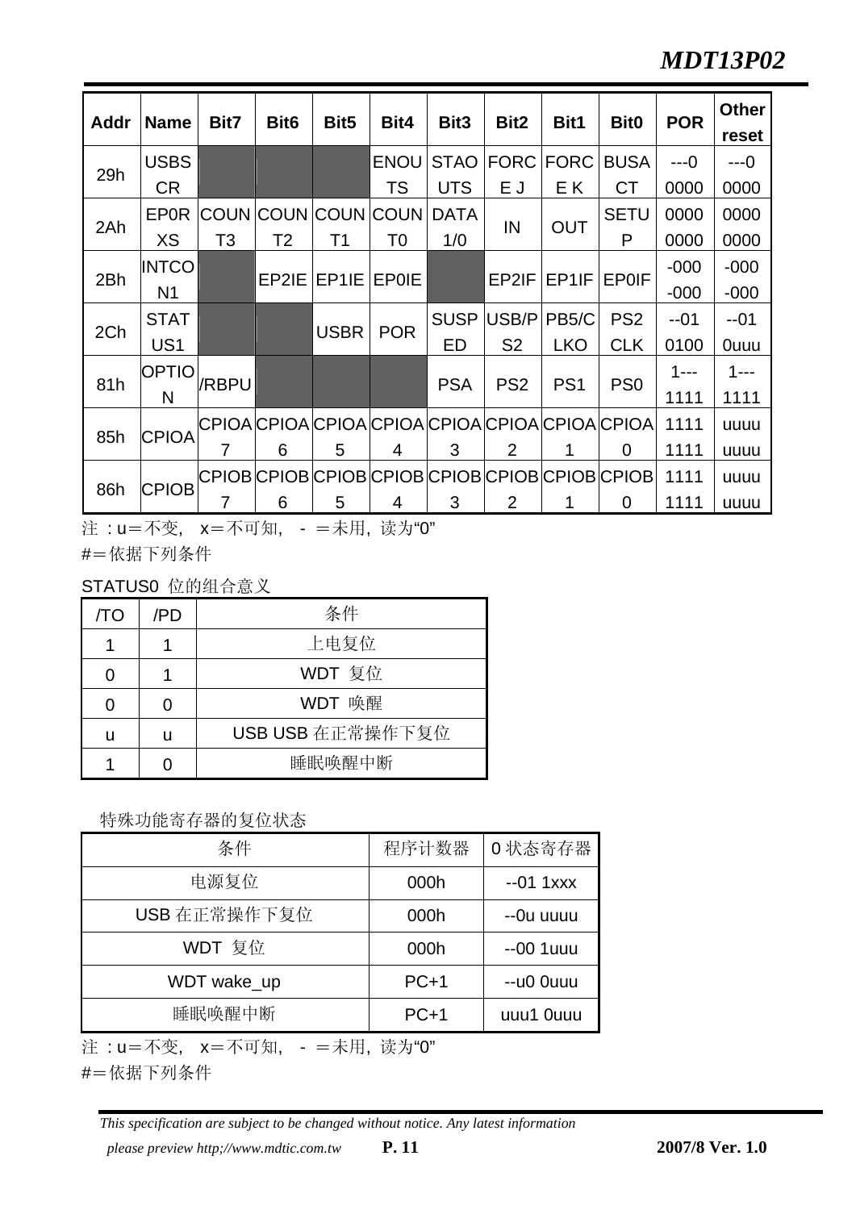| Addr | Name | Bit7 | Bit6 | Bit5 | Bit4 | Bit3 | Bit2 | Bit1 | Bit0 | POR | Other reset |
|---|---|---|---|---|---|---|---|---|---|---|---|
| 29h | USBSCR | | | | ENOUTS | STAOUTS | FORCE J | FORCE K | BUSACT | ---0 0000 | ---0 0000 |
| 2Ah | EP0RXS | COUNT3 | COUNT2 | COUNT1 | COUNT0 | DATA 1/0 | IN | OUT | SETUP | 0000 0000 | 0000 0000 |
| 2Bh | INTCON1 | | EP2IE | EP1IE | EP0IE | | EP2IF | EP1IF | EP0IF | -000 -000 | -000 -000 |
| 2Ch | STATUS1 | | | USBR | POR | SUSPED | USB/PS2 | PB5/CLKO | PS2 CLK | --01 0100 | --01 0uuu |
| 81h | OPTION | /RBPU | | | | PSA | PS2 | PS1 | PS0 | 1--- 1111 | 1--- 1111 |
| 85h | CPIOA | CPIOA7 | CPIOA6 | CPIOA5 | CPIOA4 | CPIOA3 | CPIOA2 | CPIOA1 | CPIOA0 | 1111 1111 | uuuu uuuu |
| 86h | CPIOB | CPIOB7 | CPIOB6 | CPIOB5 | CPIOB4 | CPIOB3 | CPIOB2 | CPIOB1 | CPIOB0 | 1111 1111 | uuuu uuuu |

注：u＝不变， x＝不可知， - ＝未用，读为“0”

#＝依据下列条件

STATUS0 位的组合意义

| /TO | /PD | 条件 |
|---|---|---|
| 1 | 1 | 上电复位 |
| 0 | 1 | WDT 复位 |
| 0 | 0 | WDT 唤醒 |
| u | u | USB USB 在正常操作下复位 |
| 1 | 0 | 睡眠唤醒中断 |

特殊功能寄存器的复位状态

| 条件 | 程序计数器 | 0 状态寄存器 |
|---|---|---|
| 电源复位 | 000h | --01 1xxx |
| USB 在正常操作下复位 | 000h | --0u uuuu |
| WDT 复位 | 000h | --00 1uuu |
| WDT wake_up | PC+1 | --u0 0uuu |
| 睡眠唤醒中断 | PC+1 | uuu1 0uuu |

注：u＝不变， x＝不可知， - ＝未用，读为“0”

#＝依据下列条件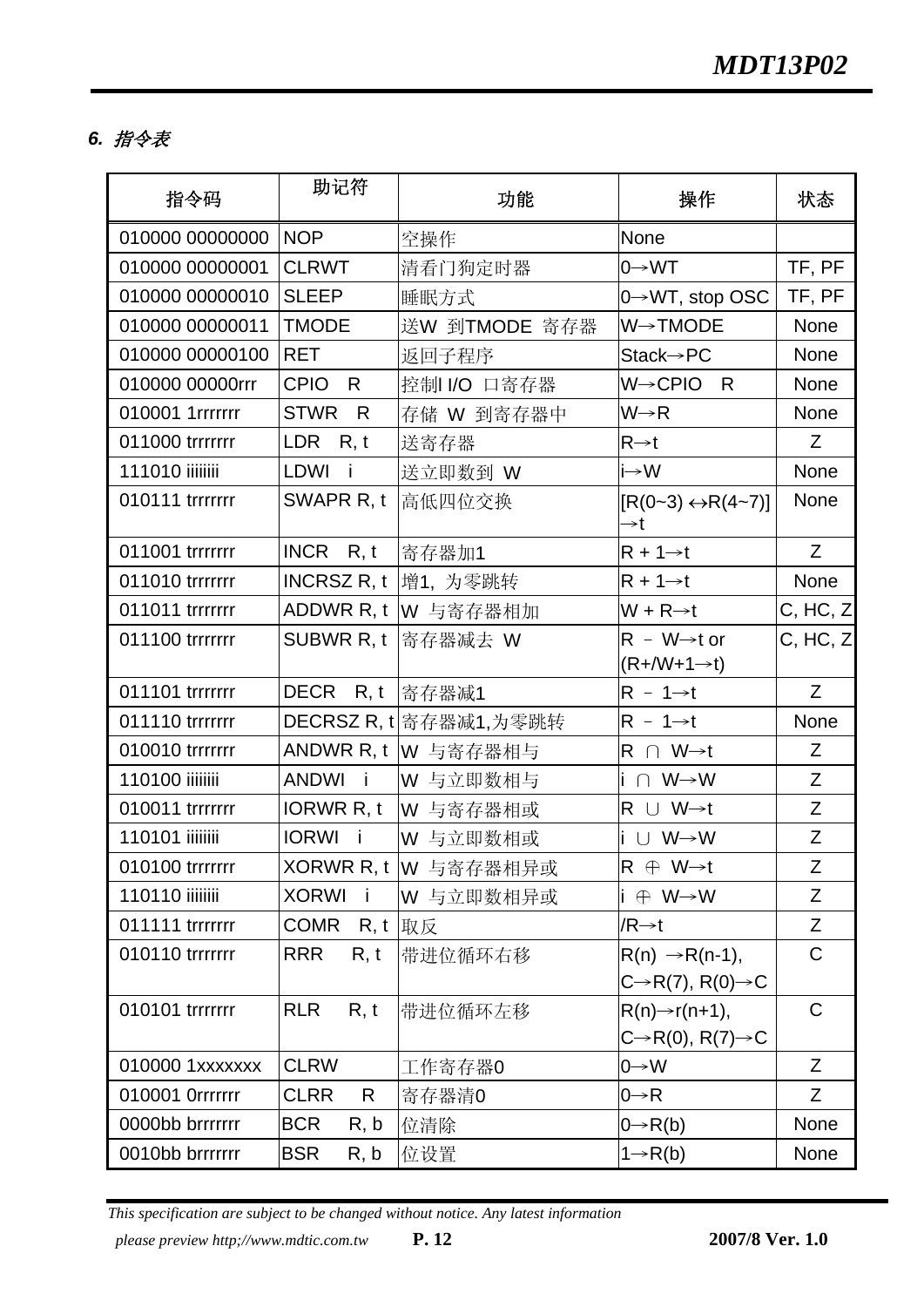## *6. 指令表*

| 指令码 | 助记符 | 功能 | 操作 | 状态 |
|---|---|---|---|---|
| 010000 00000000 | NOP | 空操作 | None | |
| 010000 00000001 | CLRWT | 清看门狗定时器 | 0→WT | TF, PF |
| 010000 00000010 | SLEEP | 睡眠方式 | 0→WT, stop OSC | TF, PF |
| 010000 00000011 | TMODE | 送W 到TMODE 寄存器 | W→TMODE | None |
| 010000 00000100 | RET | 返回子程序 | Stack→PC | None |
| 010000 00000rrr | CPIO R | 控制I/O 口寄存器 | W→CPIO R | None |
| 010001 1rrrrrrr | STWR R | 存储 W 到寄存器中 | W→R | None |
| 011000 trrrrrrr | LDR R, t | 送寄存器 | R→t | Z |
| 111010 iiiiiiii | LDWI i | 送立即数到 W | i→W | None |
| 010111 trrrrrrr | SWAPR R, t | 高低四位交换 | [R(0~3) ↔R(4~7)] →t | None |
| 011001 trrrrrrr | INCR R, t | 寄存器加1 | R + 1→t | Z |
| 011010 trrrrrrr | INCRSZ R, t | 增1, 为零跳转 | R + 1→t | None |
| 011011 trrrrrrr | ADDWR R, t | W 与寄存器相加 | W + R→t | C, HC, Z |
| 011100 trrrrrrr | SUBWR R, t | 寄存器减去 W | R – W→t or (R+/W+1→t) | C, HC, Z |
| 011101 trrrrrrr | DECR R, t | 寄存器减1 | R – 1→t | Z |
| 011110 trrrrrrr | DECRSZ R, t | 寄存器减1,为零跳转 | R – 1→t | None |
| 010010 trrrrrrr | ANDWR R, t | W 与寄存器相与 | R ∩ W→t | Z |
| 110100 iiiiiiii | ANDWI i | W 与立即数相与 | i ∩ W→W | Z |
| 010011 trrrrrrr | IORWR R, t | W 与寄存器相或 | R ∪ W→t | Z |
| 110101 iiiiiiii | IORWI i | W 与立即数相或 | i ∪ W→W | Z |
| 010100 trrrrrrr | XORWR R, t | W 与寄存器相异或 | R ⊕ W→t | Z |
| 110110 iiiiiiii | XORWI i | W 与立即数相异或 | i ⊕ W→W | Z |
| 011111 trrrrrrr | COMR R, t | 取反 | /R→t | Z |
| 010110 trrrrrrr | RRR R, t | 带进位循环右移 | R(n) →R(n-1), C→R(7), R(0)→C | C |
| 010101 trrrrrrr | RLR R, t | 带进位循环左移 | R(n)→r(n+1), C→R(0), R(7)→C | C |
| 010000 1xxxxxxx | CLRW | 工作寄存器0 | 0→W | Z |
| 010001 0rrrrrrr | CLRR R | 寄存器清0 | 0→R | Z |
| 0000bb brrrrrrr | BCR R, b | 位清除 | 0→R(b) | None |
| 0010bb brrrrrrr | BSR R, b | 位设置 | 1→R(b) | None |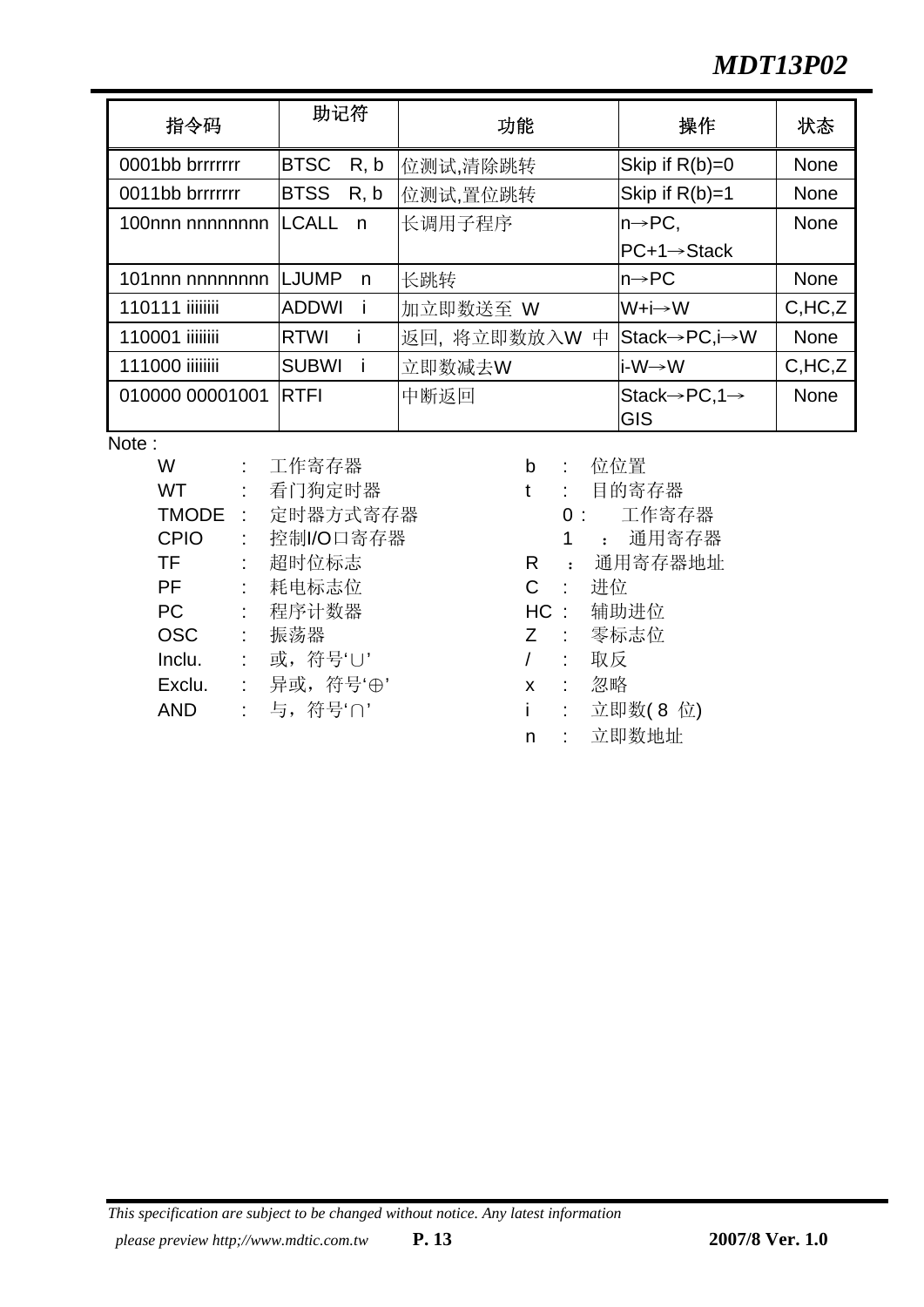| 指令码 | 助记符 | 功能 | 操作 | 状态 |
| --- | --- | --- | --- | --- |
| 0001bb brrrrrrr | BTSC R, b | 位测试,清除跳转 | Skip if R(b)=0 | None |
| 0011bb brrrrrrr | BTSS R, b | 位测试,置位跳转 | Skip if R(b)=1 | None |
| 100nnn nnnnnnnn | LCALL n | 长调用子程序 | n→PC, PC+1→Stack | None |
| 101nnn nnnnnnnn | LJUMP n | 长跳转 | n→PC | None |
| 110111 iiiiiiii | ADDWI i | 加立即数送至 W | W+i→W | C,HC,Z |
| 110001 iiiiiiii | RTWI i | 返回, 将立即数放入W 中 | Stack→PC,i→W | None |
| 111000 iiiiiiii | SUBWI i | 立即数减去W | i-W→W | C,HC,Z |
| 010000 00001001 | RTFI | 中断返回 | Stack→PC,1→GIS | None |

Note :

- W : 工作寄存器
- WT : 看门狗定时器
- TMODE : 定时器方式寄存器
- CPIO : 控制I/O口寄存器
- TF : 超时位标志
- PF : 耗电标志位
- PC : 程序计数器
- OSC : 振荡器
- Inclu. : 或，符号‘∪’
- Exclu. : 异或，符号‘⊕’
- AND : 与，符号‘∩’
- b : 位位置
- t : 目的寄存器
  - 0 : 工作寄存器
  - 1 ： 通用寄存器
- R ： 通用寄存器地址
- C : 进位
- HC : 辅助进位
- Z : 零标志位
- / : 取反
- x : 忽略
- i : 立即数( 8 位)
- n : 立即数地址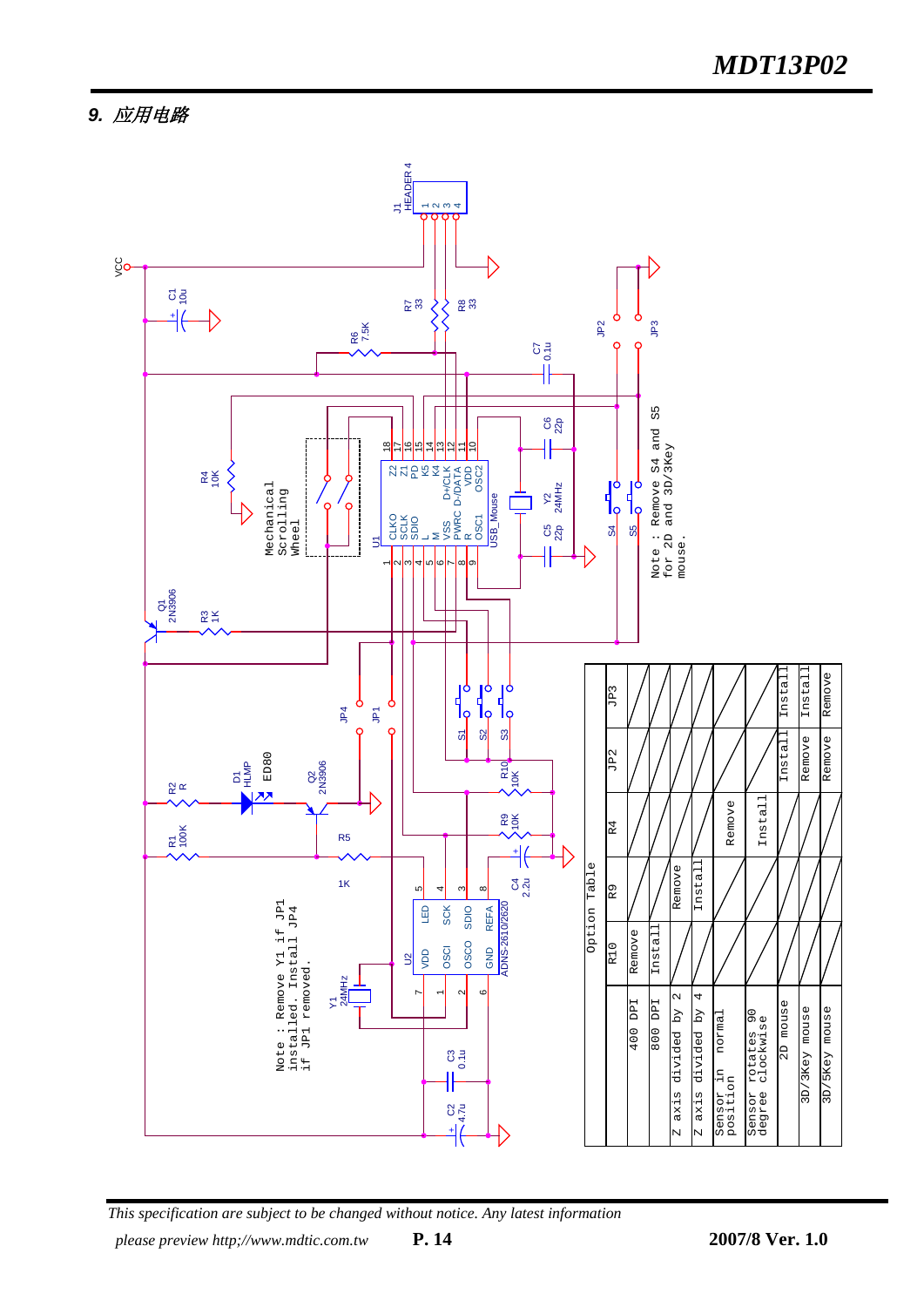### 9. 应用电路

Note : Remove S4 and S5 for 2D and 3D/3Key mouse.

Note : Remove Y1 if JP1 installed. Install JP4 if JP1 removed.

**Option Table**

| | R10 | R9 | R4 | JP2 | JP3 |
|---|---|---|---|---|---|
| 400 DPI | Remove | | | | |
| 800 DPI | Install | | | | |
| Z axis divided by 2 | | Remove | | | |
| Z axis divided by 4 | | Install | | | |
| Sensor in normal position | | | Remove | | |
| Sensor rotates 90 degree clockwise | | | Install | | |
| 2D mouse | | | | Install | Install |
| 3D/3Key mouse | | | | Remove | Install |
| 3D/5Key mouse | | | | Remove | Remove |